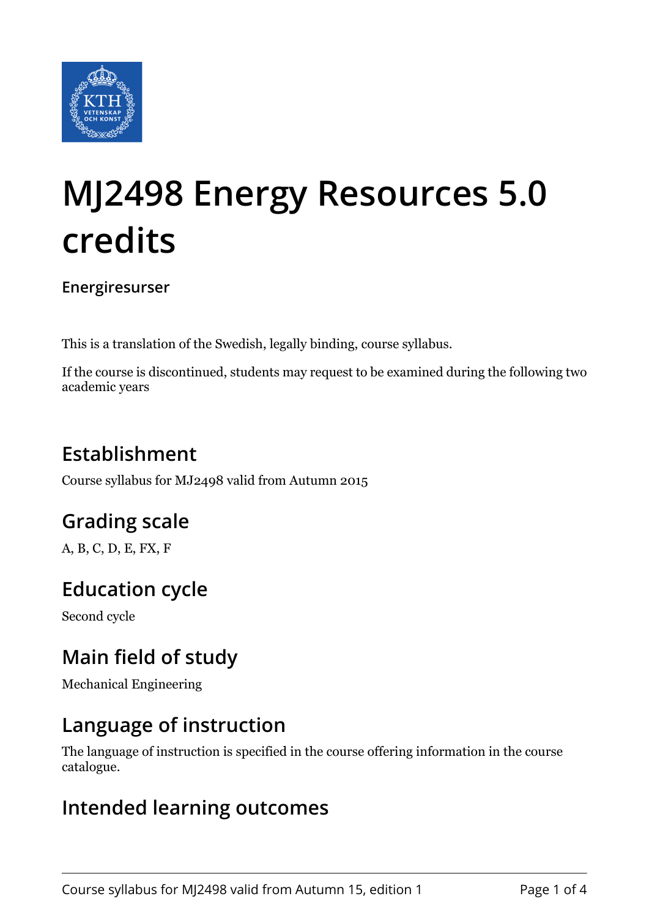# MJ2498 Energy Resources 5.0 credits

**Energiresurser**

This is a translation of the Swedish, legally binding, course syllabus.

If the course is discontinued, students may request to be examined during the following two academic years

## Establishment

Course syllabus for MJ2498 valid from Autumn 2015

## Grading scale

A, B, C, D, E, FX, F

## Education cycle

Second cycle

## Main field of study

Mechanical Engineering

## Language of instruction

The language of instruction is specified in the course offering information in the course catalogue.

## Intended learning outcomes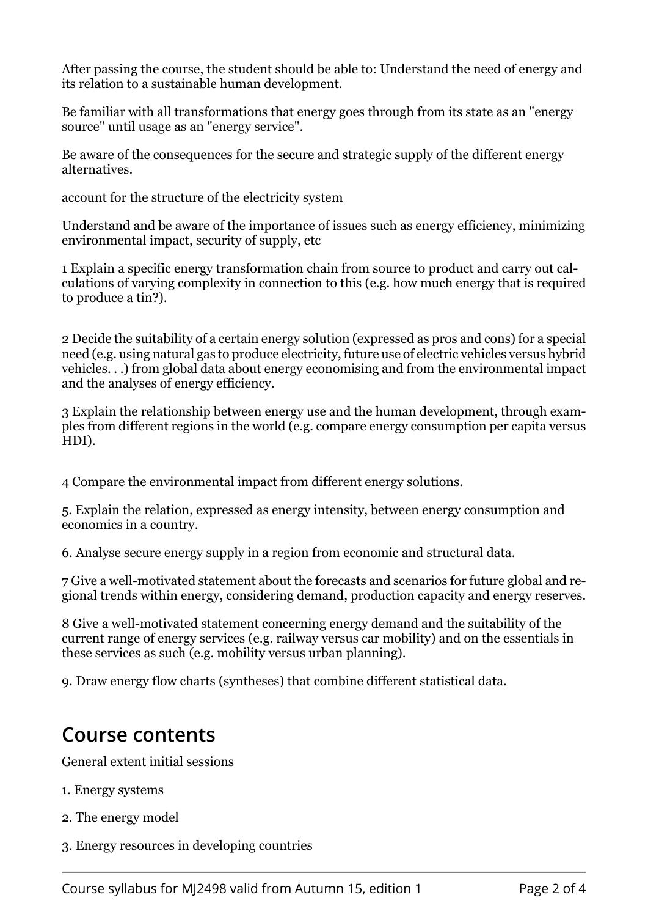After passing the course, the student should be able to: Understand the need of energy and its relation to a sustainable human development.

Be familiar with all transformations that energy goes through from its state as an "energy source" until usage as an "energy service".

Be aware of the consequences for the secure and strategic supply of the different energy alternatives.

account for the structure of the electricity system

Understand and be aware of the importance of issues such as energy efficiency, minimizing environmental impact, security of supply, etc

1 Explain a specific energy transformation chain from source to product and carry out calculations of varying complexity in connection to this (e.g. how much energy that is required to produce a tin?).

2 Decide the suitability of a certain energy solution (expressed as pros and cons) for a special need (e.g. using natural gas to produce electricity, future use of electric vehicles versus hybrid vehicles. . .) from global data about energy economising and from the environmental impact and the analyses of energy efficiency.

3 Explain the relationship between energy use and the human development, through examples from different regions in the world (e.g. compare energy consumption per capita versus HDI).

4 Compare the environmental impact from different energy solutions.

5. Explain the relation, expressed as energy intensity, between energy consumption and economics in a country.

6. Analyse secure energy supply in a region from economic and structural data.

7 Give a well-motivated statement about the forecasts and scenarios for future global and regional trends within energy, considering demand, production capacity and energy reserves.

8 Give a well-motivated statement concerning energy demand and the suitability of the current range of energy services (e.g. railway versus car mobility) and on the essentials in these services as such (e.g. mobility versus urban planning).

9. Draw energy flow charts (syntheses) that combine different statistical data.

## Course contents

General extent initial sessions

1. Energy systems
2. The energy model
3. Energy resources in developing countries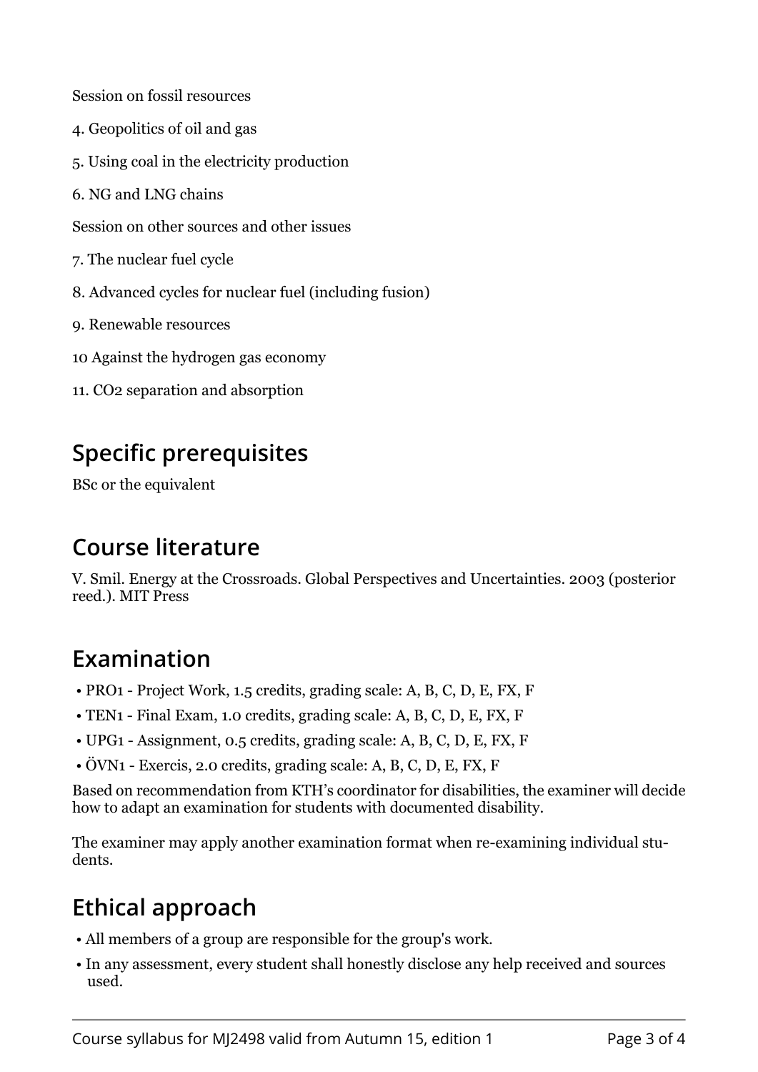Session on fossil resources

4. Geopolitics of oil and gas

5. Using coal in the electricity production

6. NG and LNG chains

Session on other sources and other issues

7. The nuclear fuel cycle

8. Advanced cycles for nuclear fuel (including fusion)

9. Renewable resources

10 Against the hydrogen gas economy

11. $CO_2$ separation and absorption

## Specific prerequisites

BSc or the equivalent

## Course literature

V. Smil. Energy at the Crossroads. Global Perspectives and Uncertainties. 2003 (posterior reed.). MIT Press

## Examination

- PRO1 - Project Work, 1.5 credits, grading scale: A, B, C, D, E, FX, F
- TEN1 - Final Exam, 1.0 credits, grading scale: A, B, C, D, E, FX, F
- UPG1 - Assignment, 0.5 credits, grading scale: A, B, C, D, E, FX, F
- ÖVN1 - Exercis, 2.0 credits, grading scale: A, B, C, D, E, FX, F

Based on recommendation from KTH's coordinator for disabilities, the examiner will decide how to adapt an examination for students with documented disability.

The examiner may apply another examination format when re-examining individual students.

## Ethical approach

- All members of a group are responsible for the group's work.
- In any assessment, every student shall honestly disclose any help received and sources used.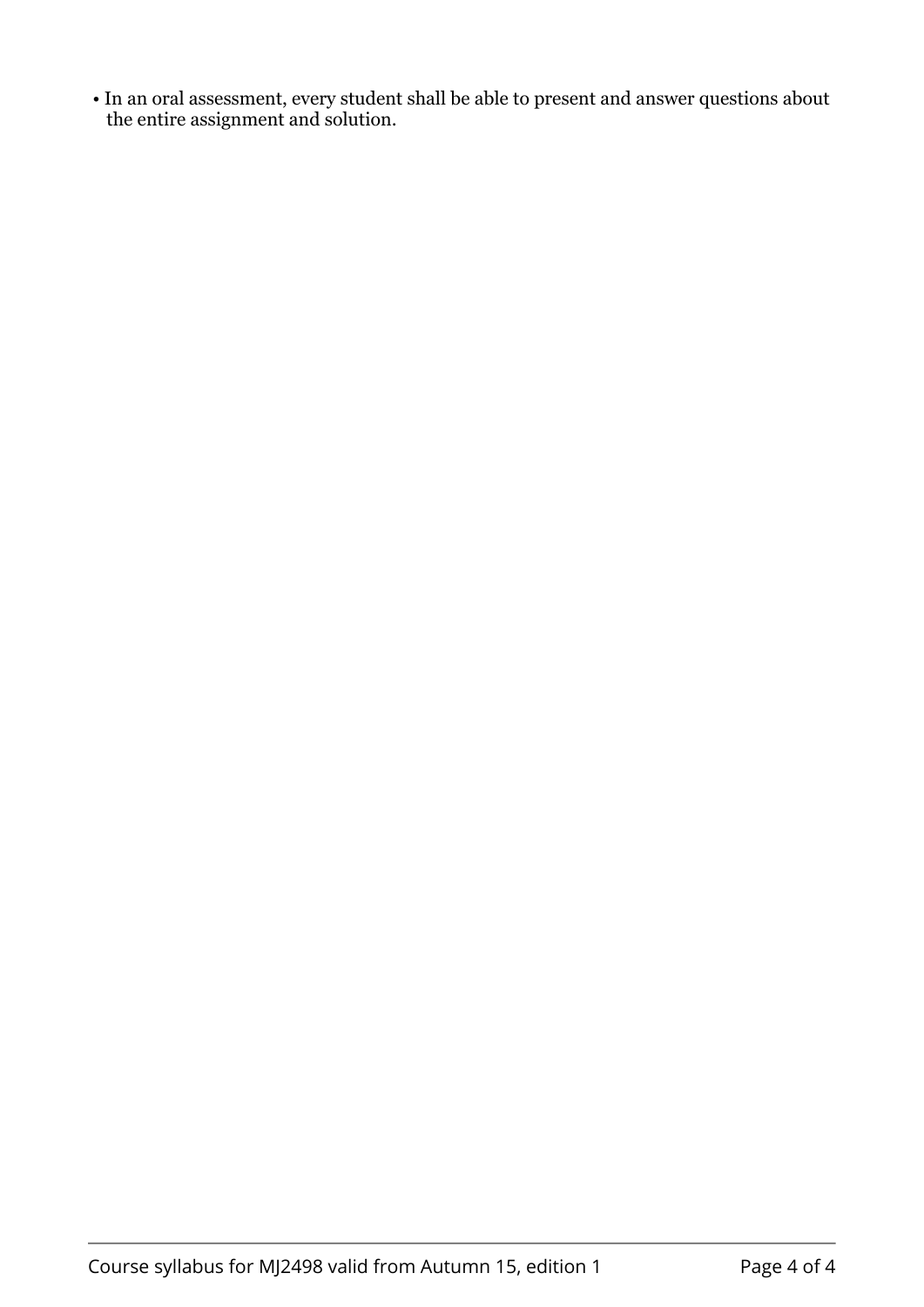- In an oral assessment, every student shall be able to present and answer questions about the entire assignment and solution.